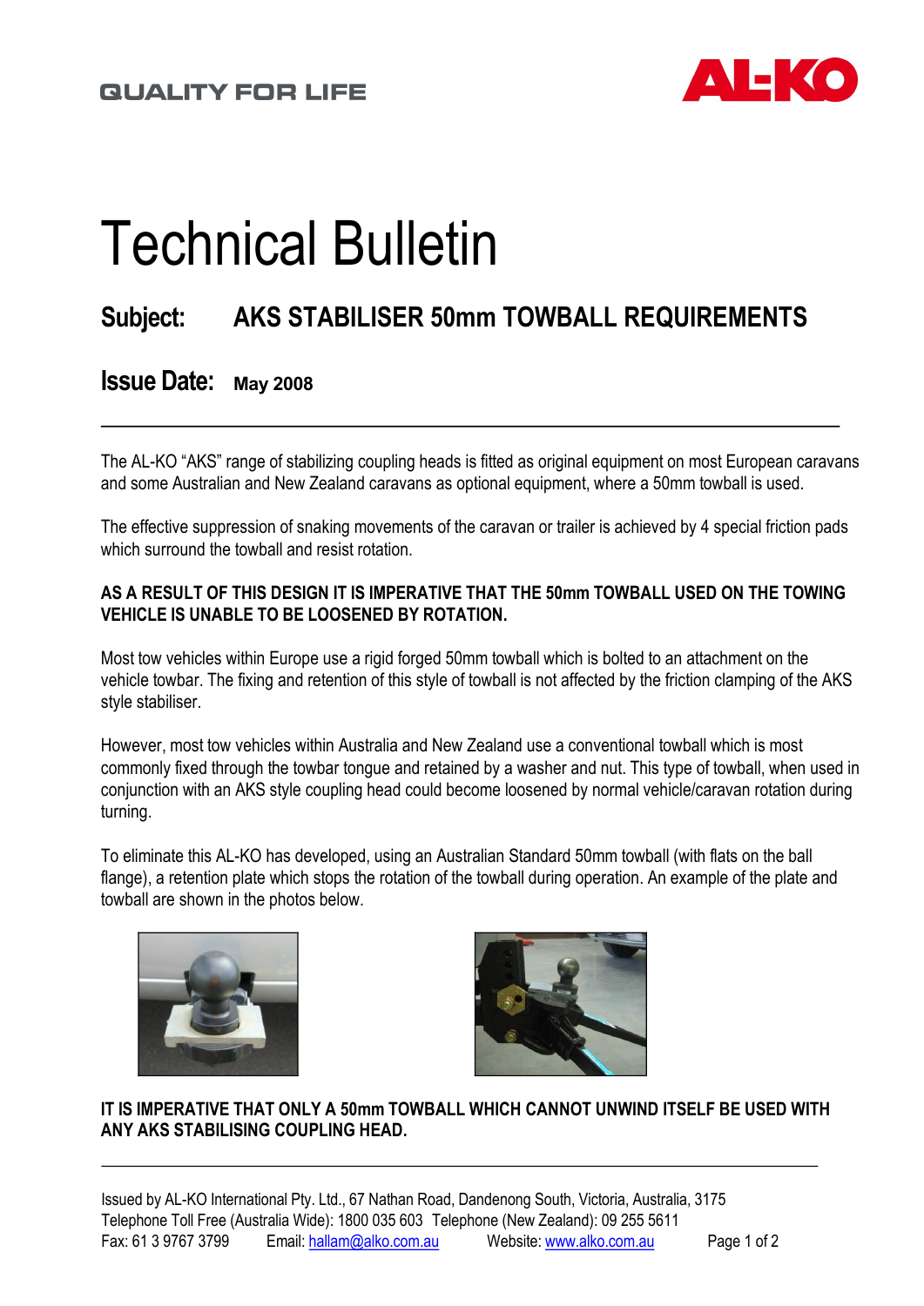QUALITY FOR LIFE

AL-KO

# Technical Bulletin

## Subject: AKS STABILISER 50mm TOWBALL REQUIREMENTS

## Issue Date: May 2008

---

The AL-KO "AKS" range of stabilizing coupling heads is fitted as original equipment on most European caravans and some Australian and New Zealand caravans as optional equipment, where a 50mm towball is used.

The effective suppression of snaking movements of the caravan or trailer is achieved by 4 special friction pads which surround the towball and resist rotation.

**AS A RESULT OF THIS DESIGN IT IS IMPERATIVE THAT THE 50mm TOWBALL USED ON THE TOWING VEHICLE IS UNABLE TO BE LOOSENED BY ROTATION.**

Most tow vehicles within Europe use a rigid forged 50mm towball which is bolted to an attachment on the vehicle towbar. The fixing and retention of this style of towball is not affected by the friction clamping of the AKS style stabiliser.

However, most tow vehicles within Australia and New Zealand use a conventional towball which is most commonly fixed through the towbar tongue and retained by a washer and nut. This type of towball, when used in conjunction with an AKS style coupling head could become loosened by normal vehicle/caravan rotation during turning.

To eliminate this AL-KO has developed, using an Australian Standard 50mm towball (with flats on the ball flange), a retention plate which stops the rotation of the towball during operation. An example of the plate and towball are shown in the photos below.

**IT IS IMPERATIVE THAT ONLY A 50mm TOWBALL WHICH CANNOT UNWIND ITSELF BE USED WITH ANY AKS STABILISING COUPLING HEAD.**

---

Issued by AL-KO International Pty. Ltd., 67 Nathan Road, Dandenong South, Victoria, Australia, 3175
Telephone Toll Free (Australia Wide): 1800 035 603 Telephone (New Zealand): 09 255 5611
Fax: 61 3 9767 3799 Email: hallam@alko.com.au Website: www.alko.com.au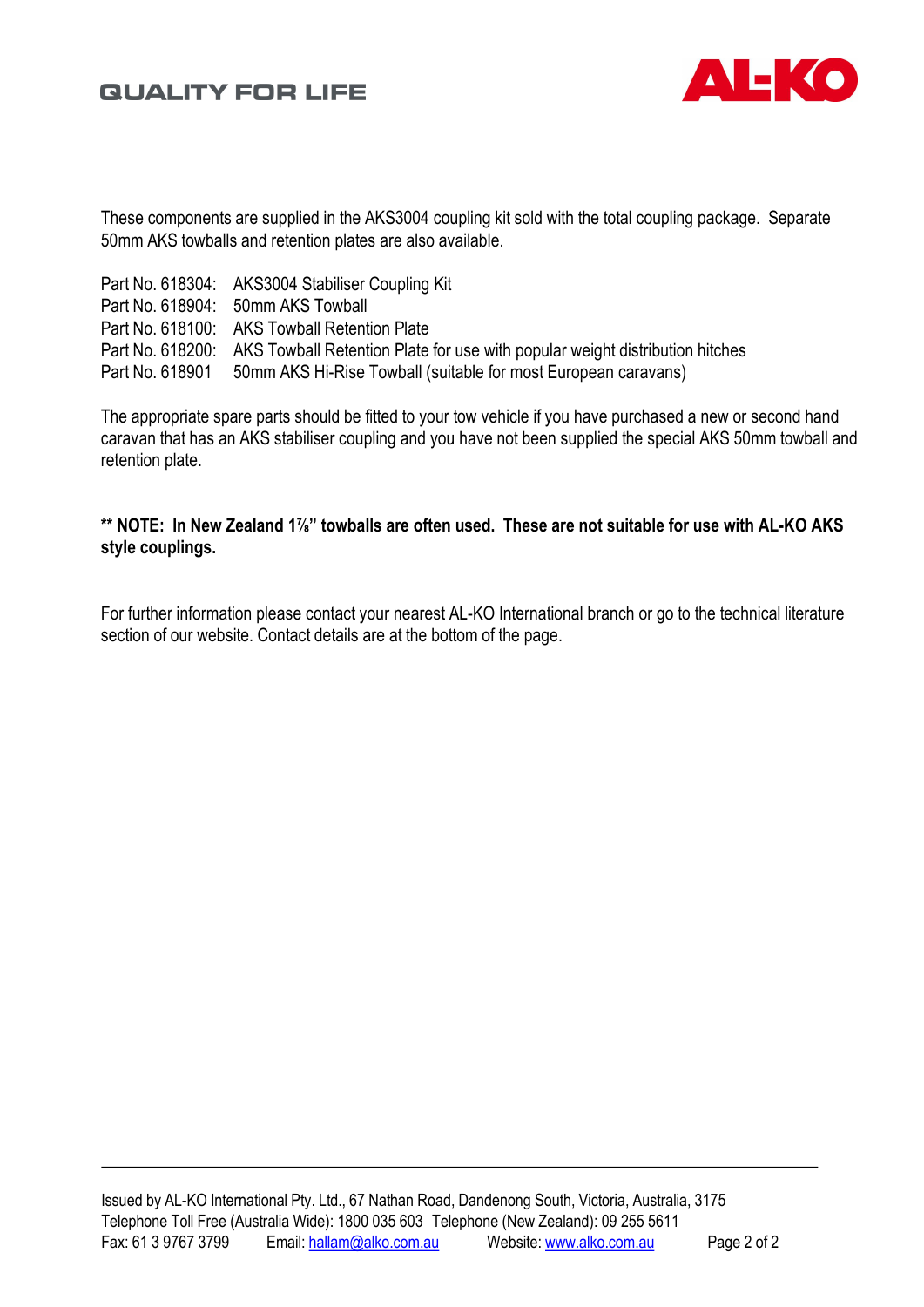These components are supplied in the AKS3004 coupling kit sold with the total coupling package. Separate 50mm AKS towballs and retention plates are also available.

Part No. 618304: AKS3004 Stabiliser Coupling Kit
Part No. 618904: 50mm AKS Towball
Part No. 618100: AKS Towball Retention Plate
Part No. 618200: AKS Towball Retention Plate for use with popular weight distribution hitches
Part No. 618901 50mm AKS Hi-Rise Towball (suitable for most European caravans)

The appropriate spare parts should be fitted to your tow vehicle if you have purchased a new or second hand caravan that has an AKS stabiliser coupling and you have not been supplied the special AKS 50mm towball and retention plate.

**\*\* NOTE: In New Zealand 1⅞" towballs are often used. These are not suitable for use with AL-KO AKS style couplings.**

For further information please contact your nearest AL-KO International branch or go to the technical literature section of our website. Contact details are at the bottom of the page.

---

Issued by AL-KO International Pty. Ltd., 67 Nathan Road, Dandenong South, Victoria, Australia, 3175
Telephone Toll Free (Australia Wide): 1800 035 603 Telephone (New Zealand): 09 255 5611
Fax: 61 3 9767 3799 Email: hallam@alko.com.au Website: www.alko.com.au